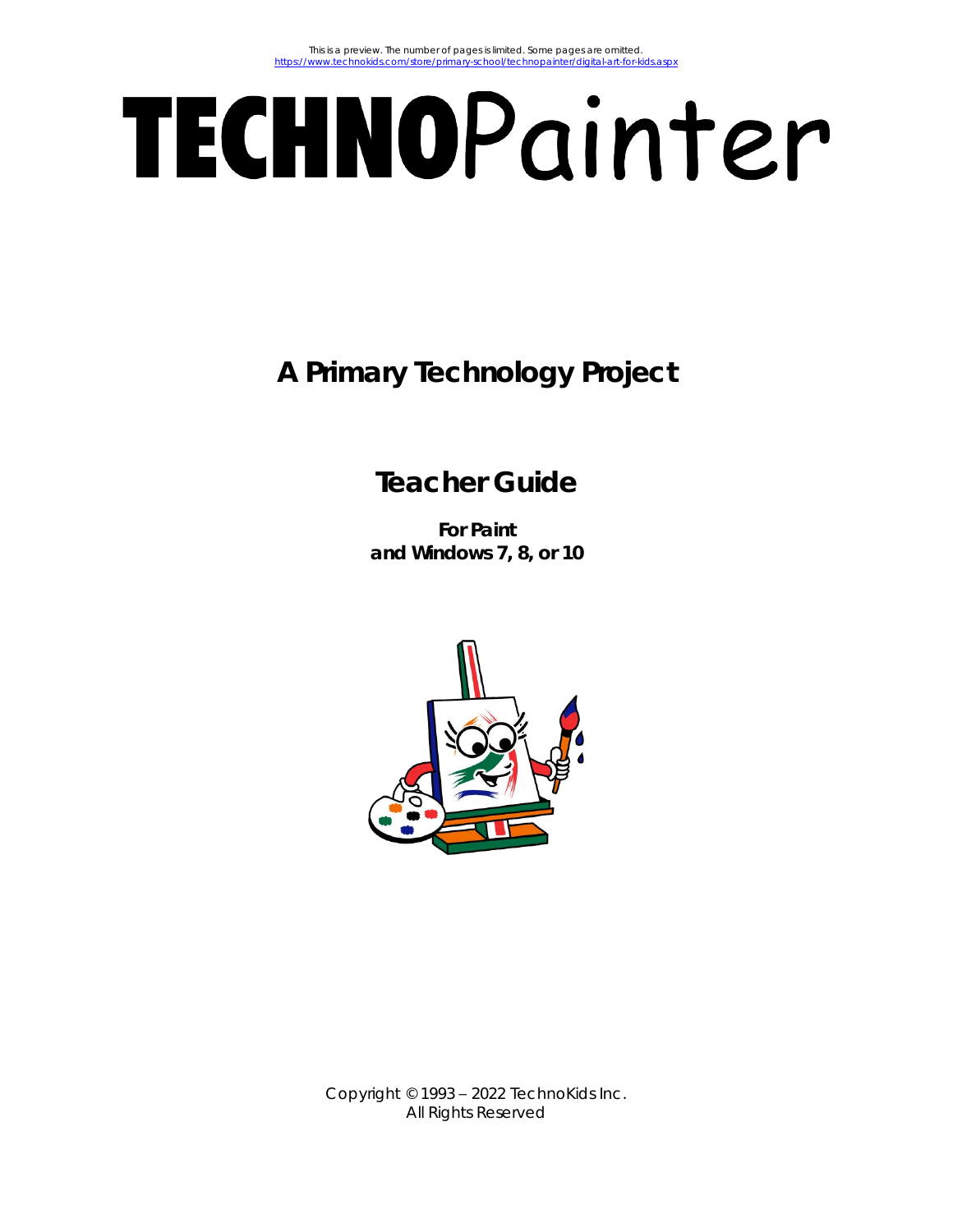This is a preview. The number of pages is limited. Some pages are omitted.
https://www.technokids.com/store/primary-school/technopainter/digital-art-for-kids.aspx

# TECHNOPainter

## A Primary Technology Project

## Teacher Guide

**For Paint and Windows 7, 8, or 10**

Copyright © 1993 – 2022 TechnoKids Inc.
All Rights Reserved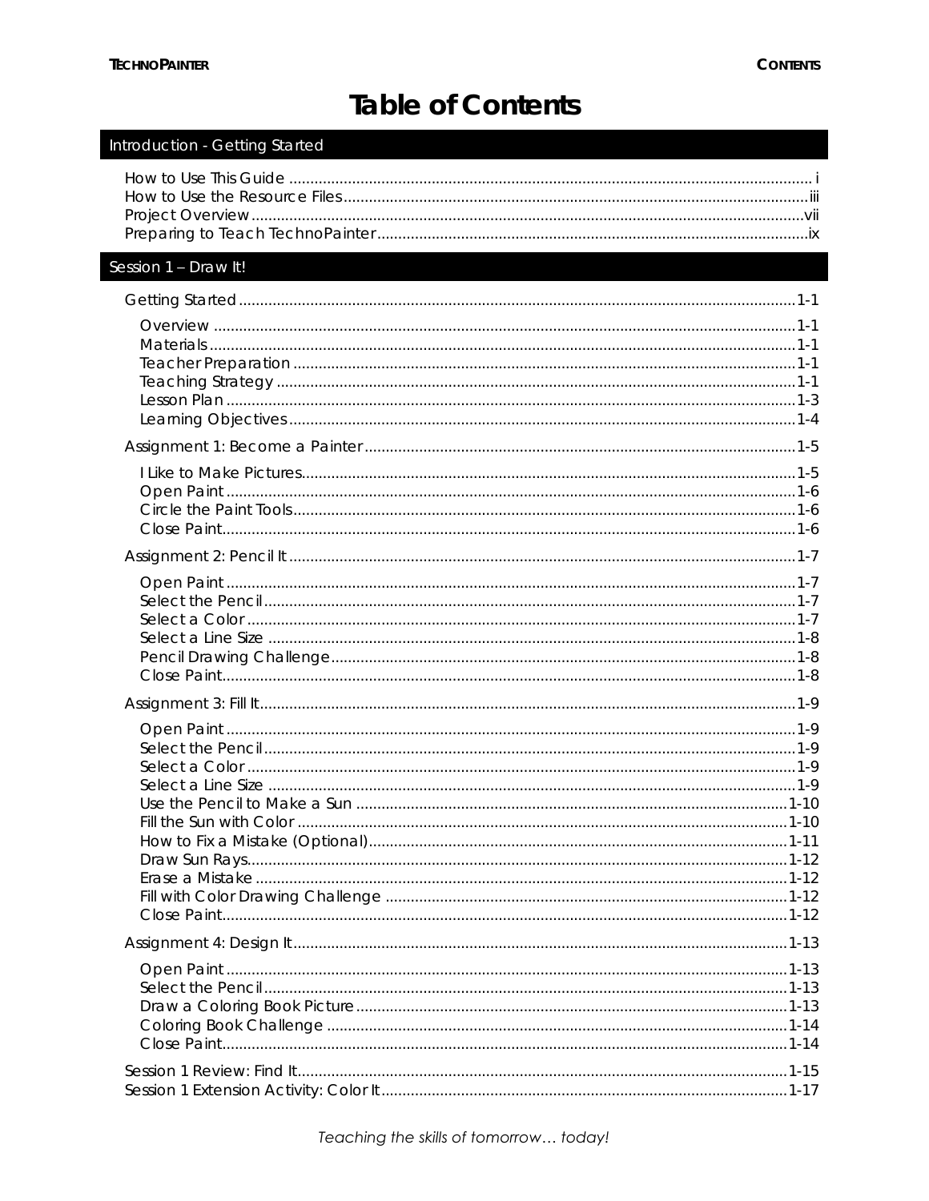# Table of Contents

## Introduction - Getting Started

How to Use This Guide ........ i
How to Use the Resource Files ........ iii
Project Overview ........ vii
Preparing to Teach TechnoPainter ........ ix

## Session 1 – Draw It!

Getting Started ........ 1-1

- Overview ........ 1-1
- Materials ........ 1-1
- Teacher Preparation ........ 1-1
- Teaching Strategy ........ 1-1
- Lesson Plan ........ 1-3
- Learning Objectives ........ 1-4

Assignment 1: Become a Painter ........ 1-5

- I Like to Make Pictures ........ 1-5
- Open Paint ........ 1-6
- Circle the Paint Tools ........ 1-6
- Close Paint ........ 1-6

Assignment 2: Pencil It ........ 1-7

- Open Paint ........ 1-7
- Select the Pencil ........ 1-7
- Select a Color ........ 1-7
- Select a Line Size ........ 1-8
- Pencil Drawing Challenge ........ 1-8
- Close Paint ........ 1-8

Assignment 3: Fill It ........ 1-9

- Open Paint ........ 1-9
- Select the Pencil ........ 1-9
- Select a Color ........ 1-9
- Select a Line Size ........ 1-9
- Use the Pencil to Make a Sun ........ 1-10
- Fill the Sun with Color ........ 1-10
- How to Fix a Mistake (Optional) ........ 1-11
- Draw Sun Rays ........ 1-12
- Erase a Mistake ........ 1-12
- Fill with Color Drawing Challenge ........ 1-12
- Close Paint ........ 1-12

Assignment 4: Design It ........ 1-13

- Open Paint ........ 1-13
- Select the Pencil ........ 1-13
- Draw a Coloring Book Picture ........ 1-13
- Coloring Book Challenge ........ 1-14
- Close Paint ........ 1-14

Session 1 Review: Find It ........ 1-15
Session 1 Extension Activity: Color It ........ 1-17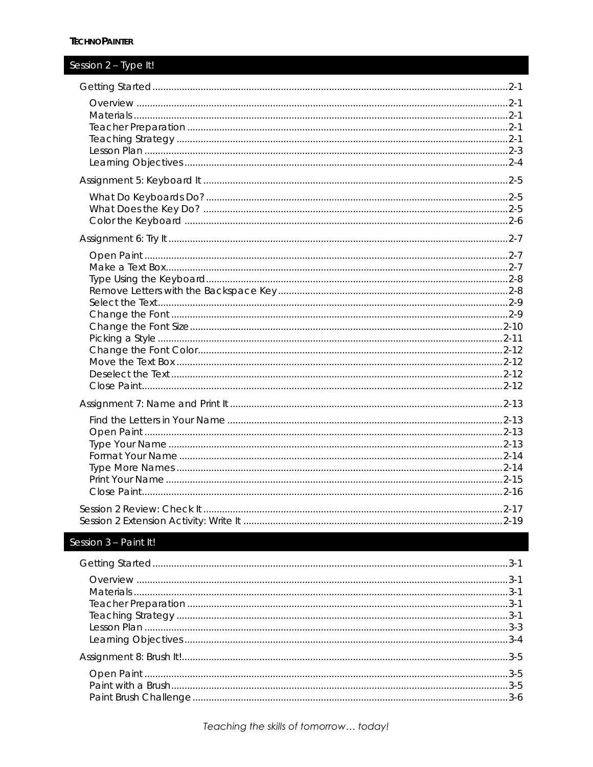## Session 2 – Type It!

- Getting Started ... 2-1
  - Overview ... 2-1
  - Materials ... 2-1
  - Teacher Preparation ... 2-1
  - Teaching Strategy ... 2-1
  - Lesson Plan ... 2-3
  - Learning Objectives ... 2-4
- Assignment 5: Keyboard It ... 2-5
  - What Do Keyboards Do? ... 2-5
  - What Does the Key Do? ... 2-5
  - Color the Keyboard ... 2-6
- Assignment 6: Try It ... 2-7
  - Open Paint ... 2-7
  - Make a Text Box ... 2-7
  - Type Using the Keyboard ... 2-8
  - Remove Letters with the Backspace Key ... 2-8
  - Select the Text ... 2-9
  - Change the Font ... 2-9
  - Change the Font Size ... 2-10
  - Picking a Style ... 2-11
  - Change the Font Color ... 2-12
  - Move the Text Box ... 2-12
  - Deselect the Text ... 2-12
  - Close Paint ... 2-12
- Assignment 7: Name and Print It ... 2-13
  - Find the Letters in Your Name ... 2-13
  - Open Paint ... 2-13
  - Type Your Name ... 2-13
  - Format Your Name ... 2-14
  - Type More Names ... 2-14
  - Print Your Name ... 2-15
  - Close Paint ... 2-16
- Session 2 Review: Check It ... 2-17
- Session 2 Extension Activity: Write It ... 2-19

## Session 3 – Paint It!

- Getting Started ... 3-1
  - Overview ... 3-1
  - Materials ... 3-1
  - Teacher Preparation ... 3-1
  - Teaching Strategy ... 3-1
  - Lesson Plan ... 3-3
  - Learning Objectives ... 3-4
- Assignment 8: Brush It! ... 3-5
  - Open Paint ... 3-5
  - Paint with a Brush ... 3-5
  - Paint Brush Challenge ... 3-6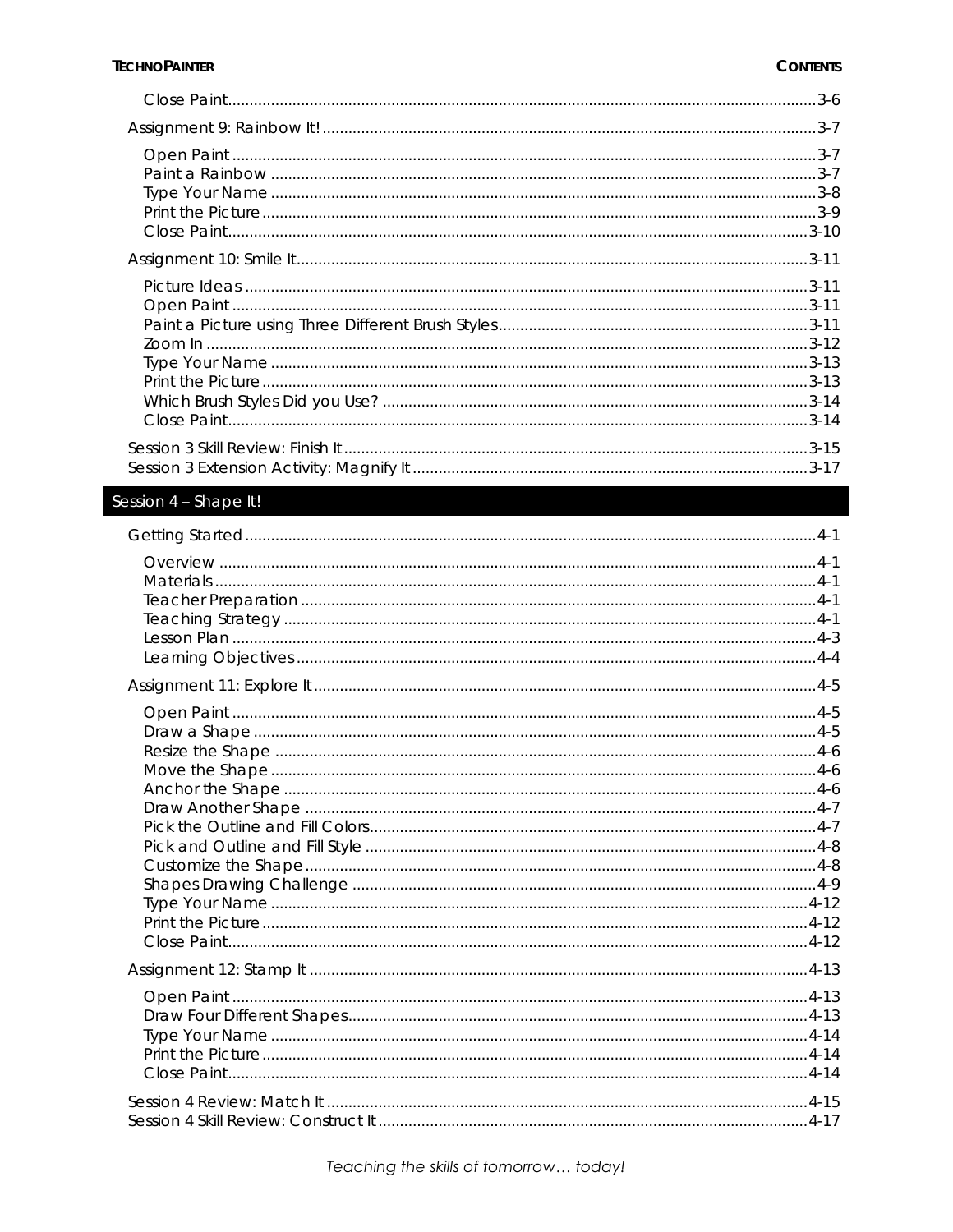Close Paint ... 3-6

Assignment 9: Rainbow It! ... 3-7

- Open Paint ... 3-7
- Paint a Rainbow ... 3-7
- Type Your Name ... 3-8
- Print the Picture ... 3-9
- Close Paint ... 3-10

Assignment 10: Smile It ... 3-11

- Picture Ideas ... 3-11
- Open Paint ... 3-11
- Paint a Picture using Three Different Brush Styles ... 3-11
- Zoom In ... 3-12
- Type Your Name ... 3-13
- Print the Picture ... 3-13
- Which Brush Styles Did you Use? ... 3-14
- Close Paint ... 3-14

Session 3 Skill Review: Finish It ... 3-15
Session 3 Extension Activity: Magnify It ... 3-17

## Session 4 – Shape It!

Getting Started ... 4-1

- Overview ... 4-1
- Materials ... 4-1
- Teacher Preparation ... 4-1
- Teaching Strategy ... 4-1
- Lesson Plan ... 4-3
- Learning Objectives ... 4-4

Assignment 11: Explore It ... 4-5

- Open Paint ... 4-5
- Draw a Shape ... 4-5
- Resize the Shape ... 4-6
- Move the Shape ... 4-6
- Anchor the Shape ... 4-6
- Draw Another Shape ... 4-7
- Pick the Outline and Fill Colors ... 4-7
- Pick and Outline and Fill Style ... 4-8
- Customize the Shape ... 4-8
- Shapes Drawing Challenge ... 4-9
- Type Your Name ... 4-12
- Print the Picture ... 4-12
- Close Paint ... 4-12

Assignment 12: Stamp It ... 4-13

- Open Paint ... 4-13
- Draw Four Different Shapes ... 4-13
- Type Your Name ... 4-14
- Print the Picture ... 4-14
- Close Paint ... 4-14

Session 4 Review: Match It ... 4-15
Session 4 Skill Review: Construct It ... 4-17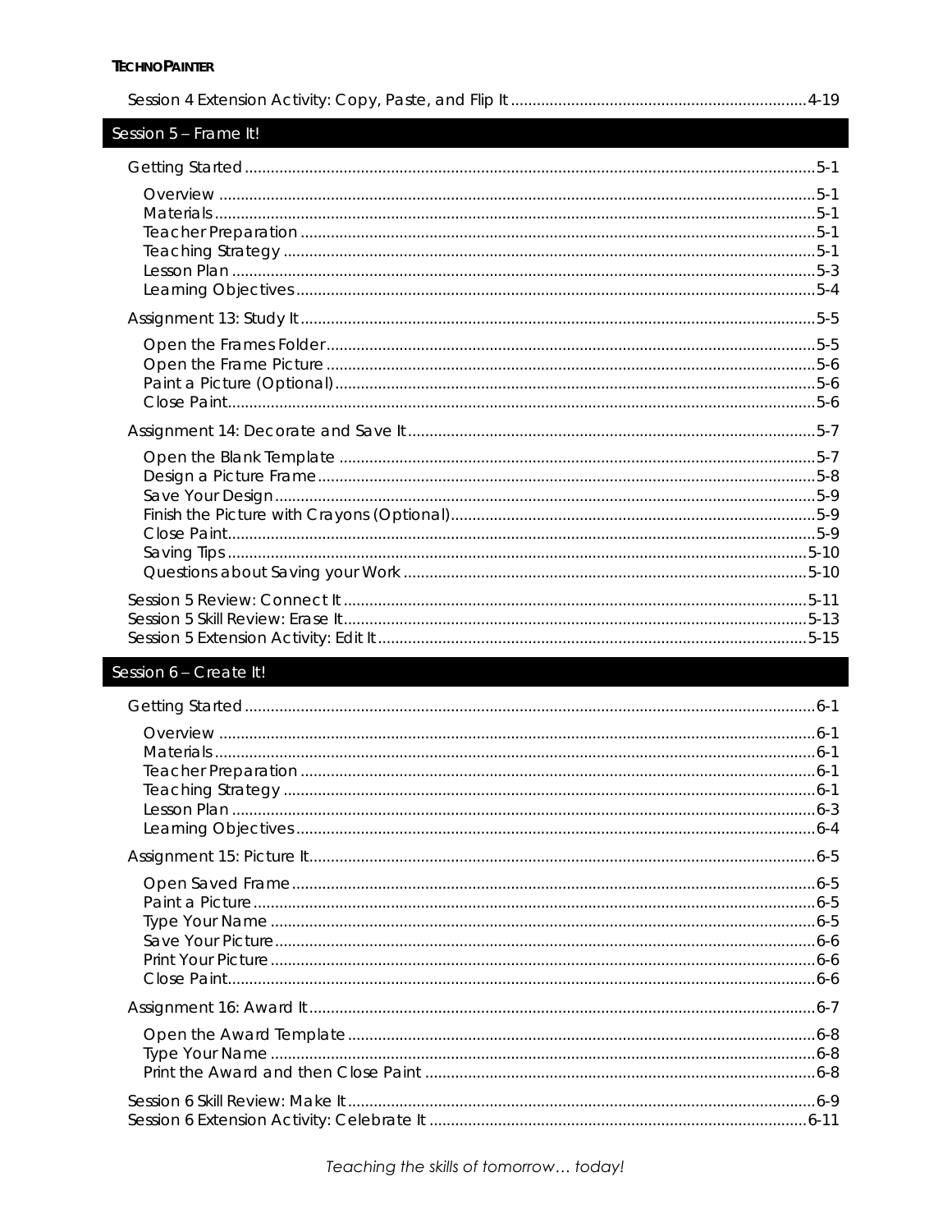Session 4 Extension Activity: Copy, Paste, and Flip It ..... 4-19

## Session 5 – Frame It!

Getting Started ..... 5-1

- Overview ..... 5-1
- Materials ..... 5-1
- Teacher Preparation ..... 5-1
- Teaching Strategy ..... 5-1
- Lesson Plan ..... 5-3
- Learning Objectives ..... 5-4

Assignment 13: Study It ..... 5-5

- Open the Frames Folder ..... 5-5
- Open the Frame Picture ..... 5-6
- Paint a Picture (Optional) ..... 5-6
- Close Paint ..... 5-6

Assignment 14: Decorate and Save It ..... 5-7

- Open the Blank Template ..... 5-7
- Design a Picture Frame ..... 5-8
- Save Your Design ..... 5-9
- Finish the Picture with Crayons (Optional) ..... 5-9
- Close Paint ..... 5-9
- Saving Tips ..... 5-10
- Questions about Saving your Work ..... 5-10

Session 5 Review: Connect It ..... 5-11
Session 5 Skill Review: Erase It ..... 5-13
Session 5 Extension Activity: Edit It ..... 5-15

## Session 6 – Create It!

Getting Started ..... 6-1

- Overview ..... 6-1
- Materials ..... 6-1
- Teacher Preparation ..... 6-1
- Teaching Strategy ..... 6-1
- Lesson Plan ..... 6-3
- Learning Objectives ..... 6-4

Assignment 15: Picture It ..... 6-5

- Open Saved Frame ..... 6-5
- Paint a Picture ..... 6-5
- Type Your Name ..... 6-5
- Save Your Picture ..... 6-6
- Print Your Picture ..... 6-6
- Close Paint ..... 6-6

Assignment 16: Award It ..... 6-7

- Open the Award Template ..... 6-8
- Type Your Name ..... 6-8
- Print the Award and then Close Paint ..... 6-8

Session 6 Skill Review: Make It ..... 6-9
Session 6 Extension Activity: Celebrate It ..... 6-11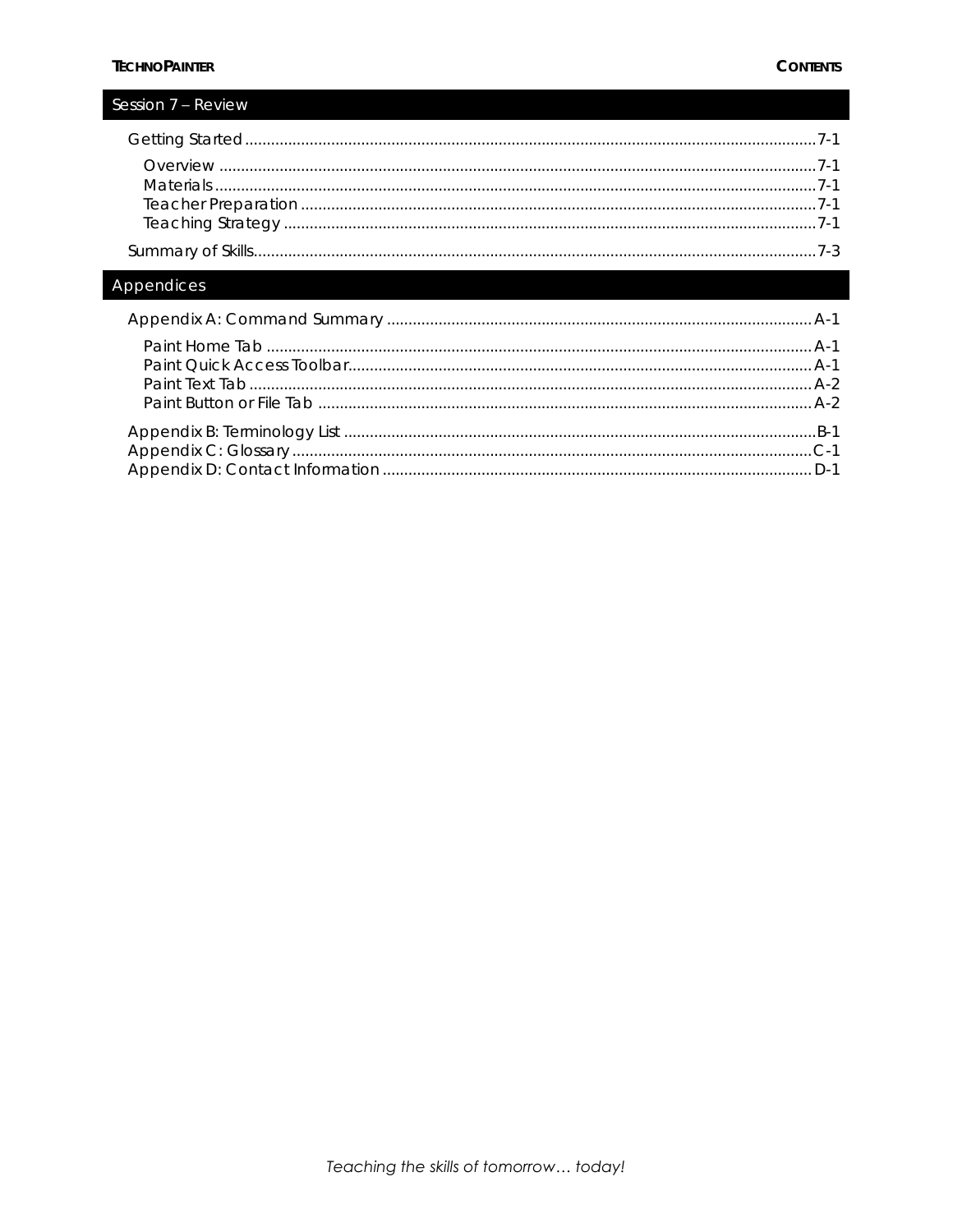## Session 7 – Review

Getting Started ....................................................................................................................7-1

- Overview ..........................................................................................................................7-1
- Materials ...........................................................................................................................7-1
- Teacher Preparation .......................................................................................................7-1
- Teaching Strategy ...........................................................................................................7-1

Summary of Skills.................................................................................................................7-3

## Appendices

Appendix A: Command Summary ..................................................................................A-1

- Paint Home Tab ..............................................................................................................A-1
- Paint Quick Access Toolbar...........................................................................................A-1
- Paint Text Tab ..................................................................................................................A-2
- Paint Button or File Tab ..................................................................................................A-2

Appendix B: Terminology List .............................................................................................B-1
Appendix C: Glossary ........................................................................................................C-1
Appendix D: Contact Information ...................................................................................D-1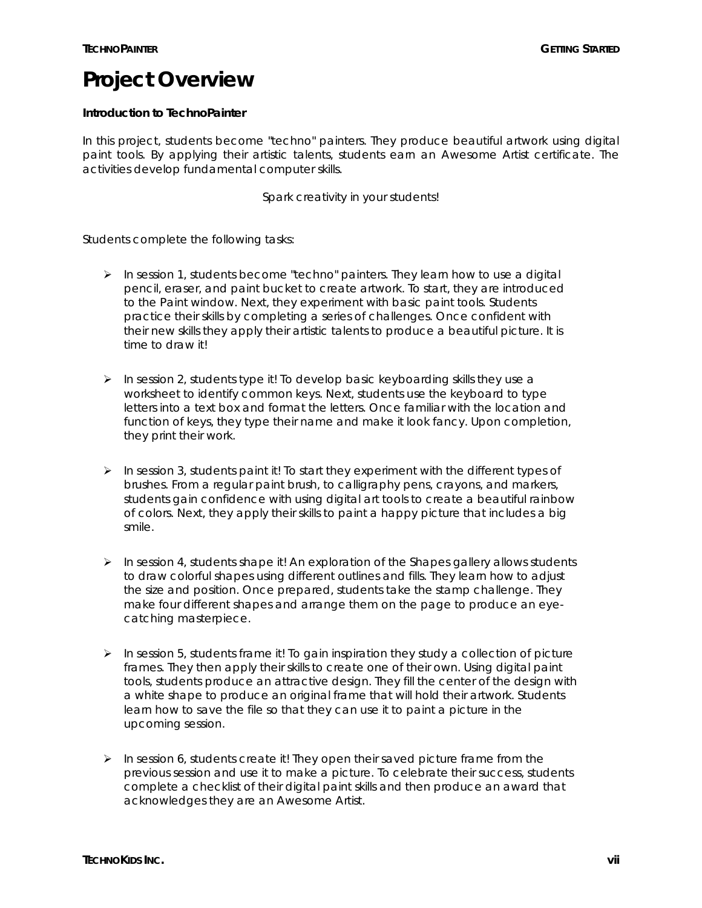# Project Overview

**Introduction to TechnoPainter**

In this project, students become "techno" painters. They produce beautiful artwork using digital paint tools. By applying their artistic talents, students earn an Awesome Artist certificate. The activities develop fundamental computer skills.

Spark creativity in your students!

Students complete the following tasks:

- In session 1, students become "techno" painters. They learn how to use a digital pencil, eraser, and paint bucket to create artwork. To start, they are introduced to the Paint window. Next, they experiment with basic paint tools. Students practice their skills by completing a series of challenges. Once confident with their new skills they apply their artistic talents to produce a beautiful picture. It is time to draw it!
- In session 2, students type it! To develop basic keyboarding skills they use a worksheet to identify common keys. Next, students use the keyboard to type letters into a text box and format the letters. Once familiar with the location and function of keys, they type their name and make it look fancy. Upon completion, they print their work.
- In session 3, students paint it! To start they experiment with the different types of brushes. From a regular paint brush, to calligraphy pens, crayons, and markers, students gain confidence with using digital art tools to create a beautiful rainbow of colors. Next, they apply their skills to paint a happy picture that includes a big smile.
- In session 4, students shape it! An exploration of the Shapes gallery allows students to draw colorful shapes using different outlines and fills. They learn how to adjust the size and position. Once prepared, students take the stamp challenge. They make four different shapes and arrange them on the page to produce an eye-catching masterpiece.
- In session 5, students frame it! To gain inspiration they study a collection of picture frames. They then apply their skills to create one of their own. Using digital paint tools, students produce an attractive design. They fill the center of the design with a white shape to produce an original frame that will hold their artwork. Students learn how to save the file so that they can use it to paint a picture in the upcoming session.
- In session 6, students create it! They open their saved picture frame from the previous session and use it to make a picture. To celebrate their success, students complete a checklist of their digital paint skills and then produce an award that acknowledges they are an Awesome Artist.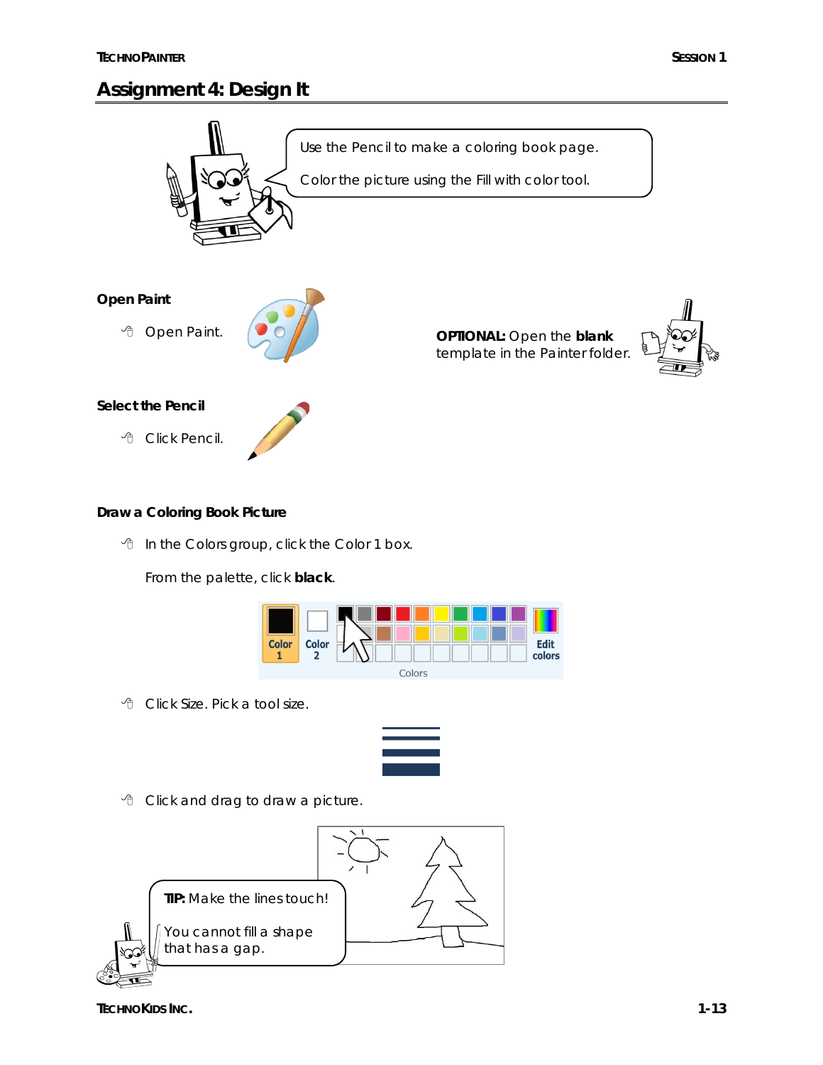# Assignment 4: Design It

Use the Pencil to make a coloring book page.

Color the picture using the Fill with color tool.

## Open Paint

- Open Paint.

**OPTIONAL:** Open the **blank** template in the Painter folder.

## Select the Pencil

- Click Pencil.

## Draw a Coloring Book Picture

- In the Colors group, click the Color 1 box.

  From the palette, click **black**.

- Click Size. Pick a tool size.

- Click and drag to draw a picture.

**TIP:** Make the lines touch!

You cannot fill a shape that has a gap.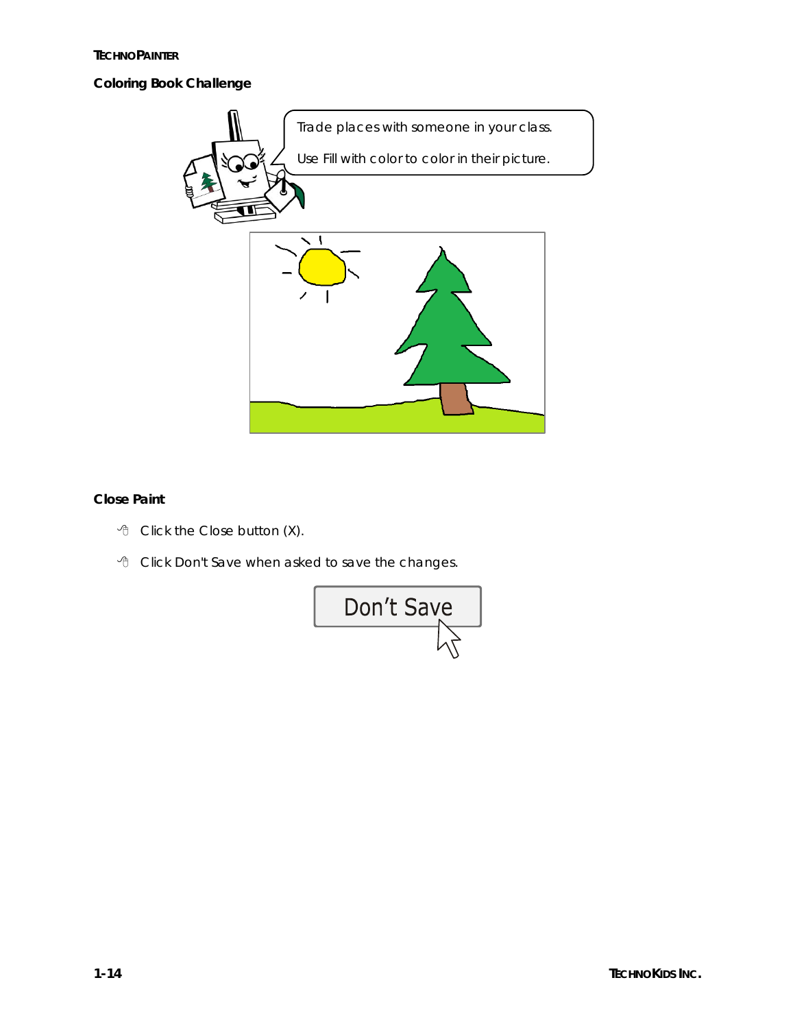## Coloring Book Challenge

Trade places with someone in your class.

Use Fill with color to color in their picture.

## Close Paint

- Click the Close button (X).
- Click Don't Save when asked to save the changes.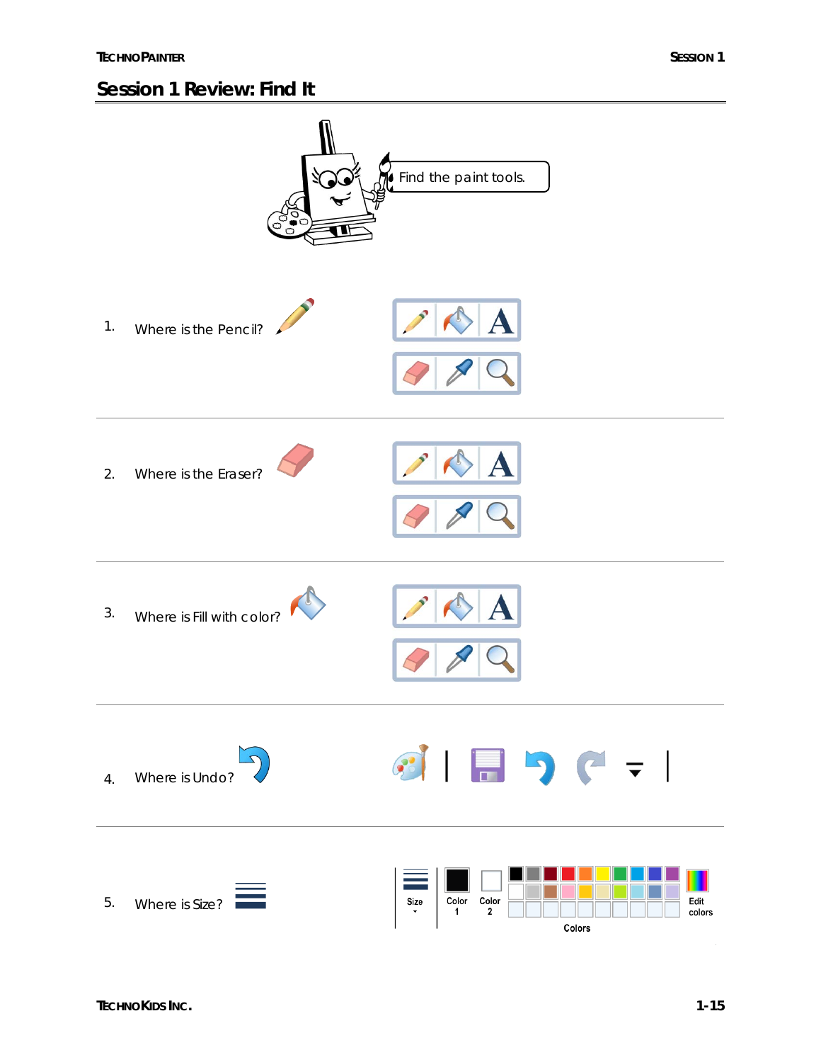## Session 1 Review: Find It

Find the paint tools.

1. Where is the Pencil?

2. Where is the Eraser?

3. Where is Fill with color?

4. Where is Undo?

5. Where is Size?

Size | Color 1 | Color 2 | Edit colors

Colors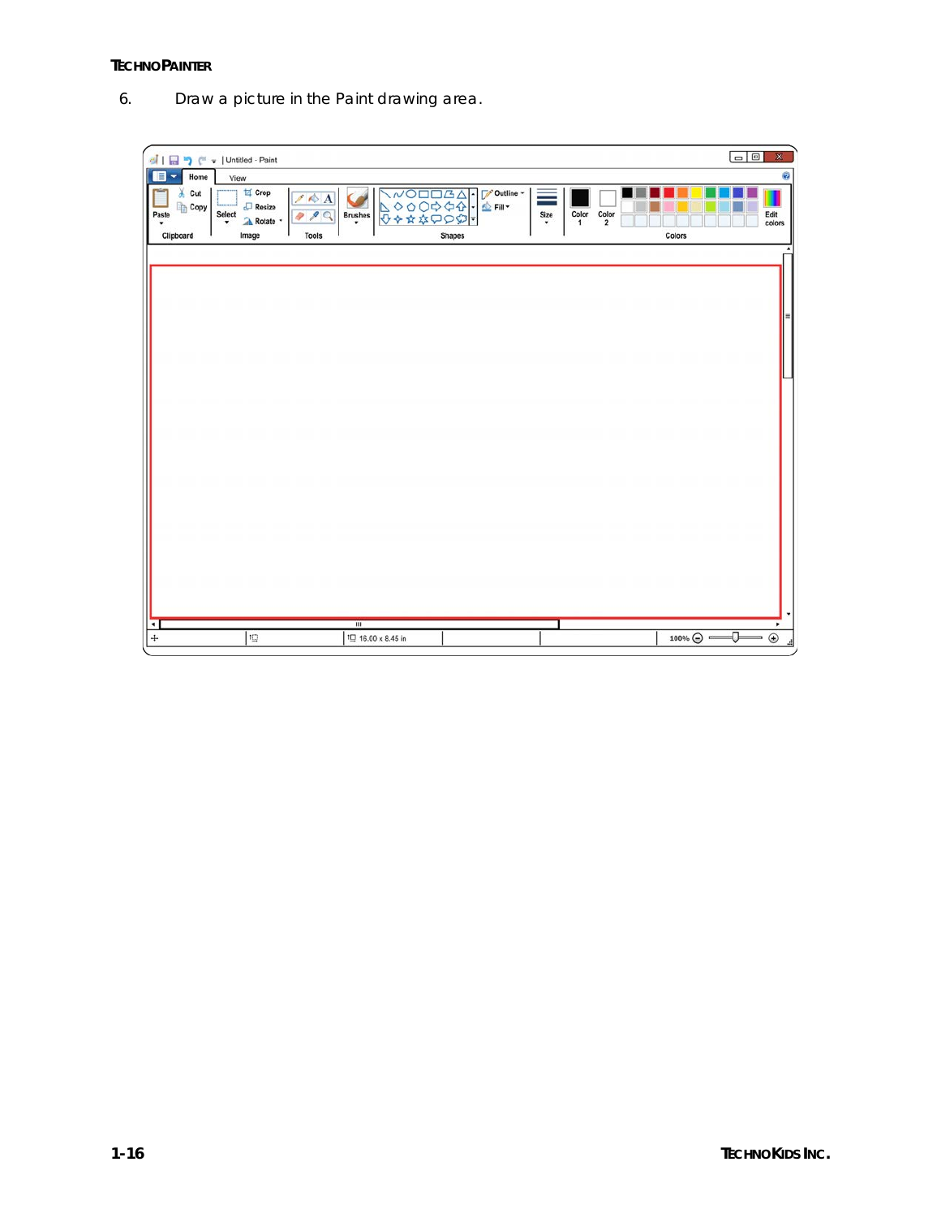6. Draw a picture in the Paint drawing area.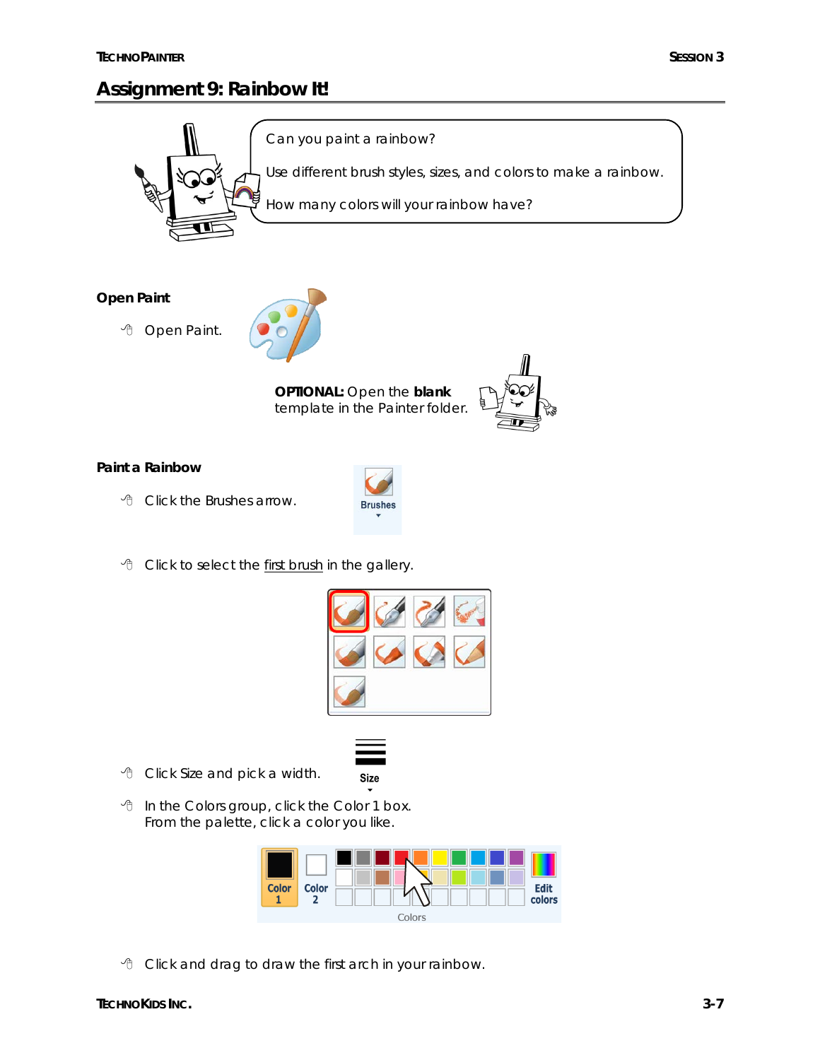# Assignment 9: Rainbow It!

Can you paint a rainbow?

Use different brush styles, sizes, and colors to make a rainbow.

How many colors will your rainbow have?

## Open Paint

- Open Paint.

**OPTIONAL:** Open the **blank** template in the Painter folder.

## Paint a Rainbow

- Click the Brushes arrow.
- Click to select the first brush in the gallery.
- Click Size and pick a width.
- In the Colors group, click the Color 1 box. From the palette, click a color you like.
- Click and drag to draw the first arch in your rainbow.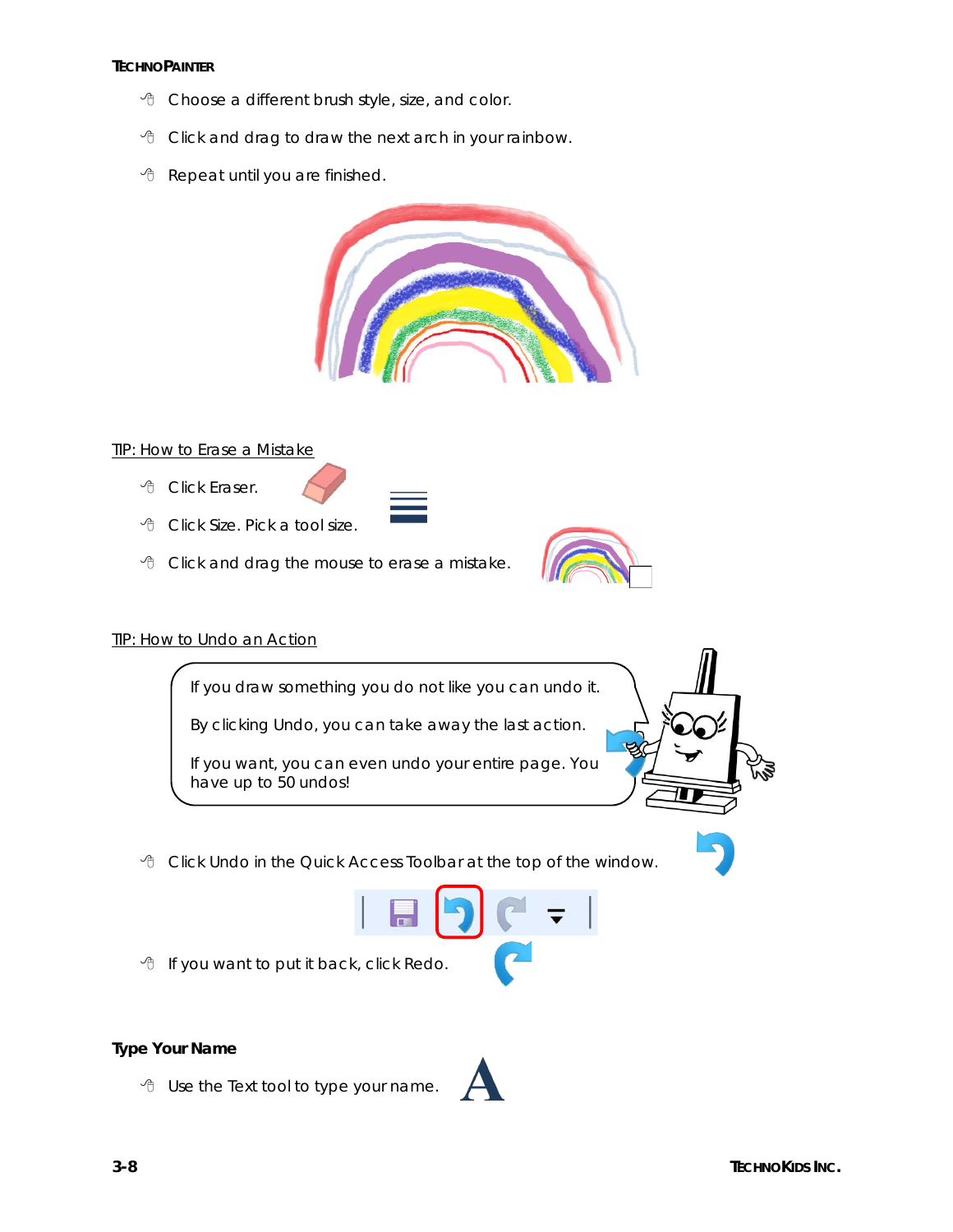- Choose a different brush style, size, and color.
- Click and drag to draw the next arch in your rainbow.
- Repeat until you are finished.

TIP: How to Erase a Mistake

- Click Eraser.
- Click Size. Pick a tool size.
- Click and drag the mouse to erase a mistake.

TIP: How to Undo an Action

If you draw something you do not like you can undo it.

By clicking Undo, you can take away the last action.

If you want, you can even undo your entire page. You have up to 50 undos!

- Click Undo in the Quick Access Toolbar at the top of the window.
- If you want to put it back, click Redo.

**Type Your Name**

- Use the Text tool to type your name.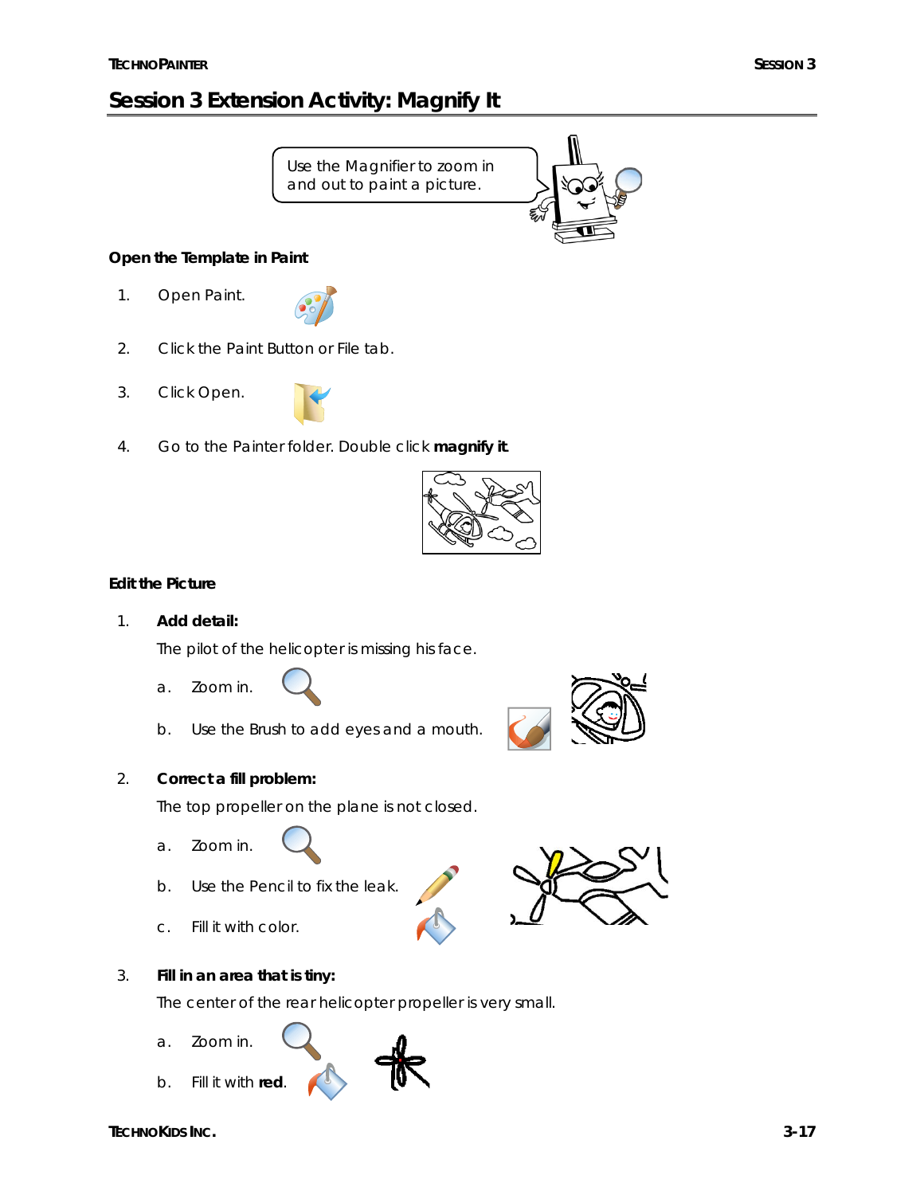# Session 3 Extension Activity: Magnify It

Use the Magnifier to zoom in and out to paint a picture.

### Open the Template in Paint

1. Open Paint.
2. Click the Paint Button or File tab.
3. Click Open.
4. Go to the Painter folder. Double click **magnify it**.

### Edit the Picture

1. **Add detail:**

   The pilot of the helicopter is missing his face.

   a. Zoom in.

   b. Use the Brush to add eyes and a mouth.

2. **Correct a fill problem:**

   The top propeller on the plane is not closed.

   a. Zoom in.

   b. Use the Pencil to fix the leak.

   c. Fill it with color.

3. **Fill in an area that is tiny:**

   The center of the rear helicopter propeller is very small.

   a. Zoom in.

   b. Fill it with **red**.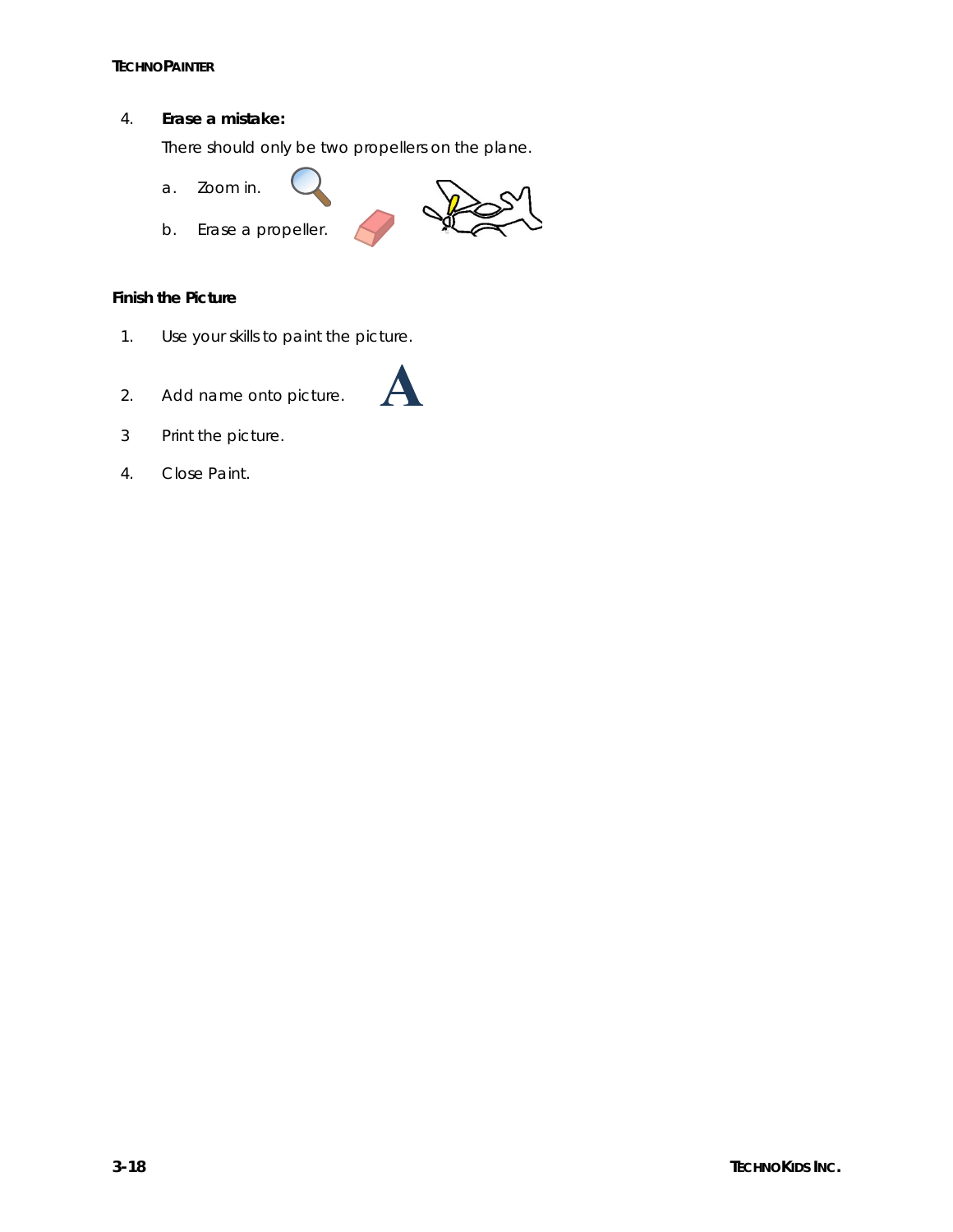4. **Erase a mistake:**

   There should only be two propellers on the plane.

   a. Zoom in.

   b. Erase a propeller.

**Finish the Picture**

1. Use your skills to paint the picture.

2. Add name onto picture.

3 Print the picture.

4. Close Paint.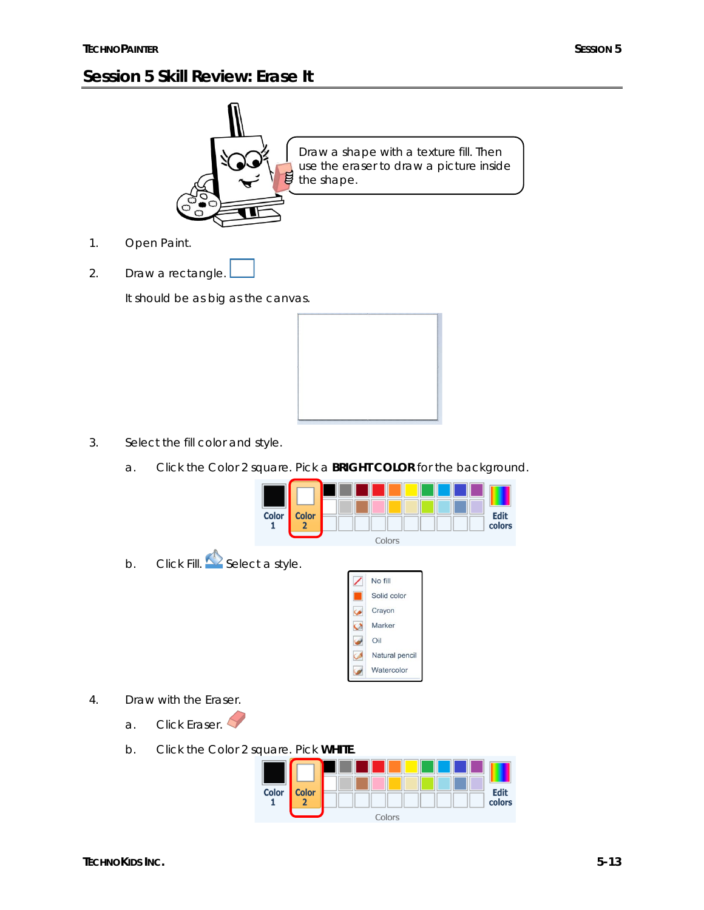# Session 5 Skill Review: Erase It

Draw a shape with a texture fill. Then use the eraser to draw a picture inside the shape.

1. Open Paint.

2. Draw a rectangle.

   It should be as big as the canvas.

3. Select the fill color and style.

   a. Click the Color 2 square. Pick a **BRIGHT COLOR** for the background.

   b. Click Fill. Select a style.

4. Draw with the Eraser.

   a. Click Eraser.

   b. Click the Color 2 square. Pick **WHITE**.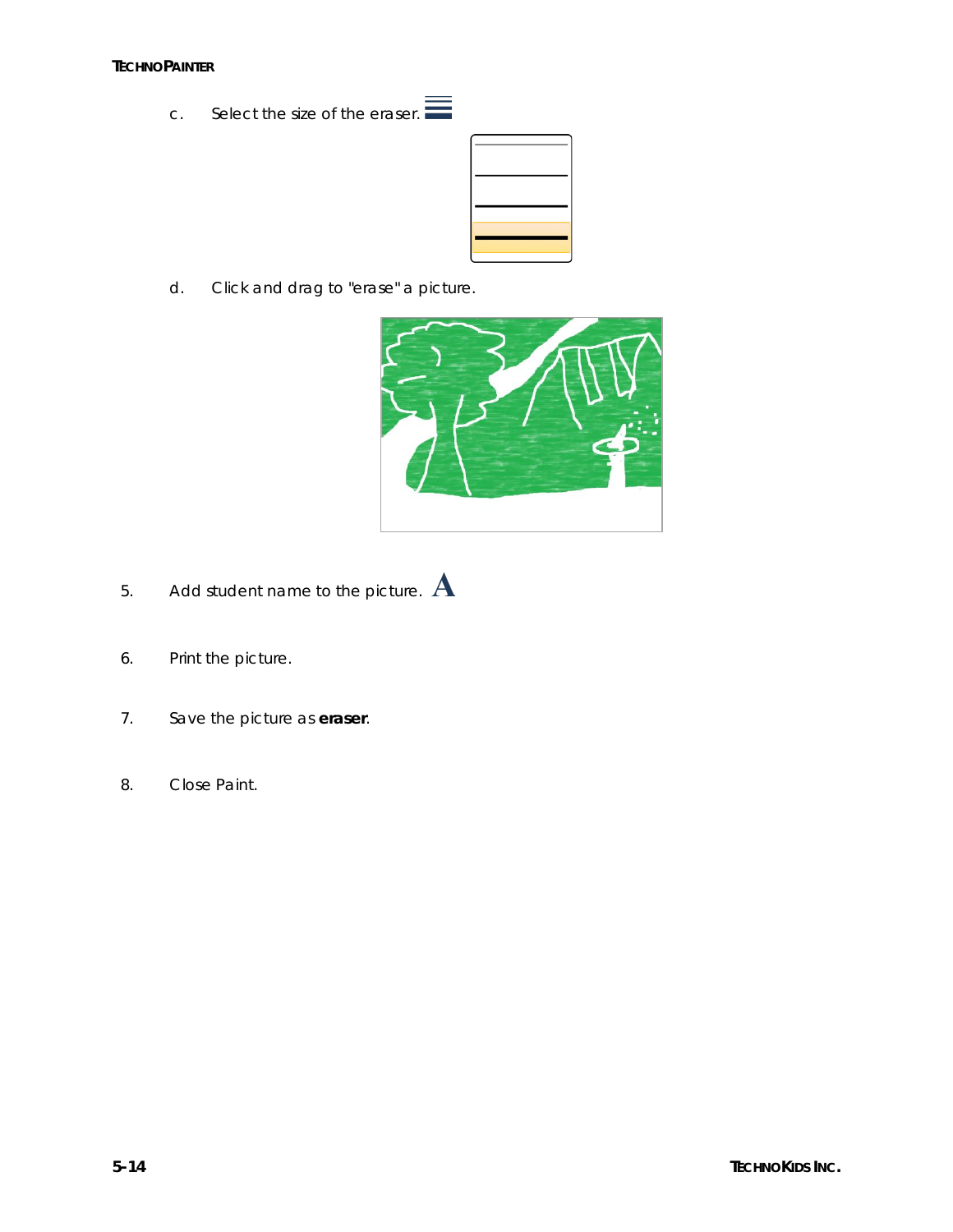c. Select the size of the eraser.

d. Click and drag to "erase" a picture.

5. Add student name to the picture.

6. Print the picture.

7. Save the picture as **eraser**.

8. Close Paint.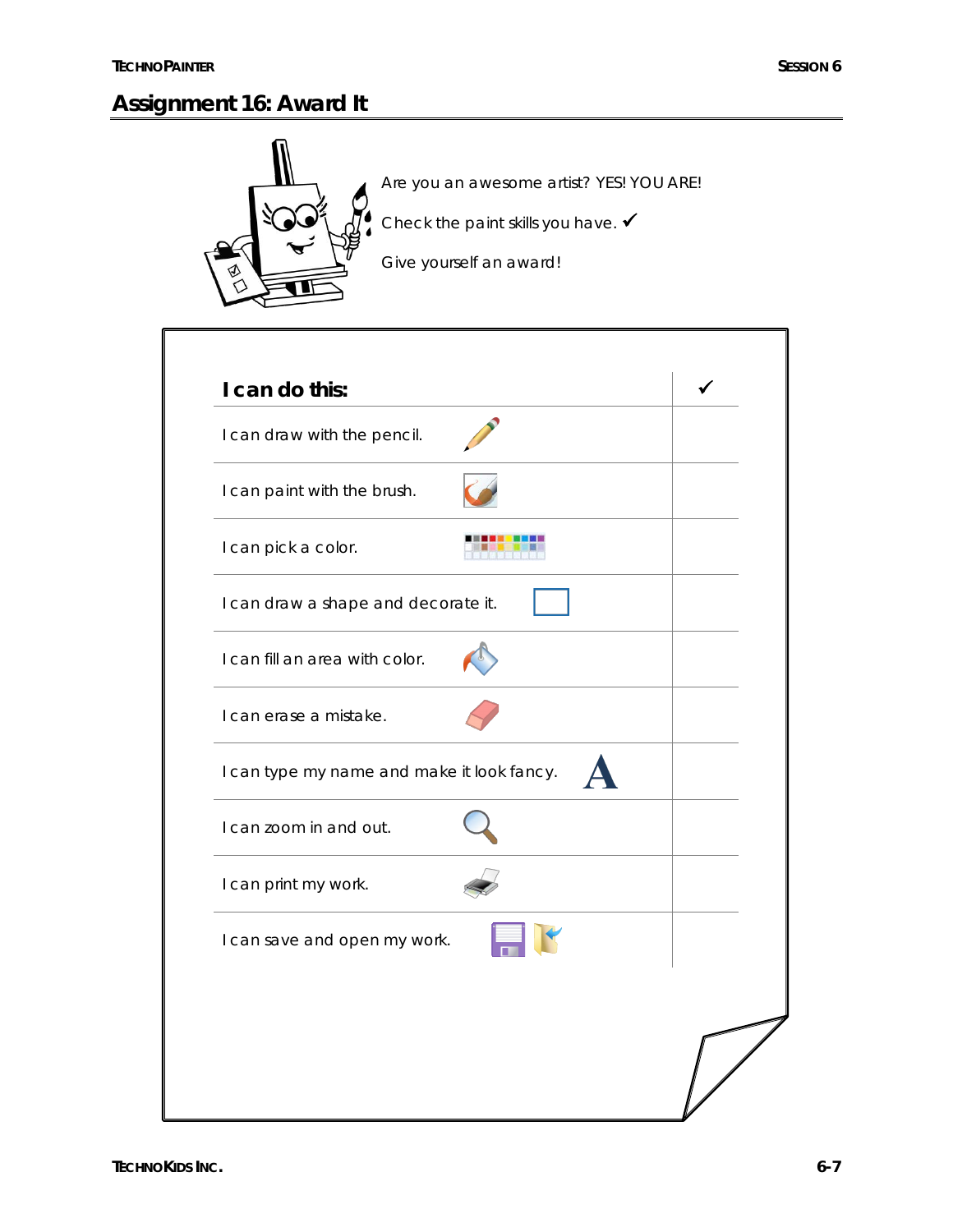## Assignment 16: Award It

Are you an awesome artist? YES! YOU ARE!

Check the paint skills you have. ✔

Give yourself an award!

| I can do this: | ✔ |
|---|---|
| I can draw with the pencil. | |
| I can paint with the brush. | |
| I can pick a color. | |
| I can draw a shape and decorate it. | |
| I can fill an area with color. | |
| I can erase a mistake. | |
| I can type my name and make it look fancy. | |
| I can zoom in and out. | |
| I can print my work. | |
| I can save and open my work. | |